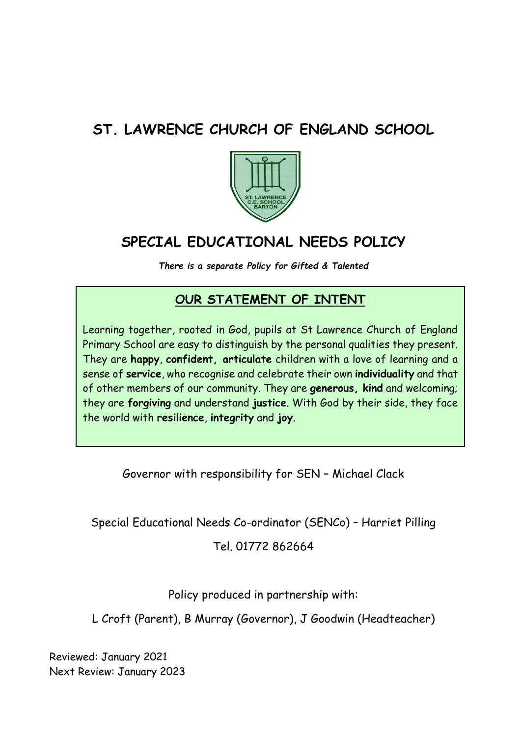# ST. LAWRENCE CHURCH OF ENGLAND SCHOOL

## SPECIAL EDUCATIONAL NEEDS POLICY

***There is a separate Policy for Gifted & Talented***

### OUR STATEMENT OF INTENT

Learning together, rooted in God, pupils at St Lawrence Church of England Primary School are easy to distinguish by the personal qualities they present. They are **happy**, **confident, articulate** children with a love of learning and a sense of **service**, who recognise and celebrate their own **individuality** and that of other members of our community. They are **generous, kind** and welcoming; they are **forgiving** and understand **justice**. With God by their side, they face the world with **resilience**, **integrity** and **joy**.

Governor with responsibility for SEN – Michael Clack

Special Educational Needs Co-ordinator (SENCo) – Harriet Pilling

Tel. 01772 862664

Policy produced in partnership with:

L Croft (Parent), B Murray (Governor), J Goodwin (Headteacher)

Reviewed: January 2021
Next Review: January 2023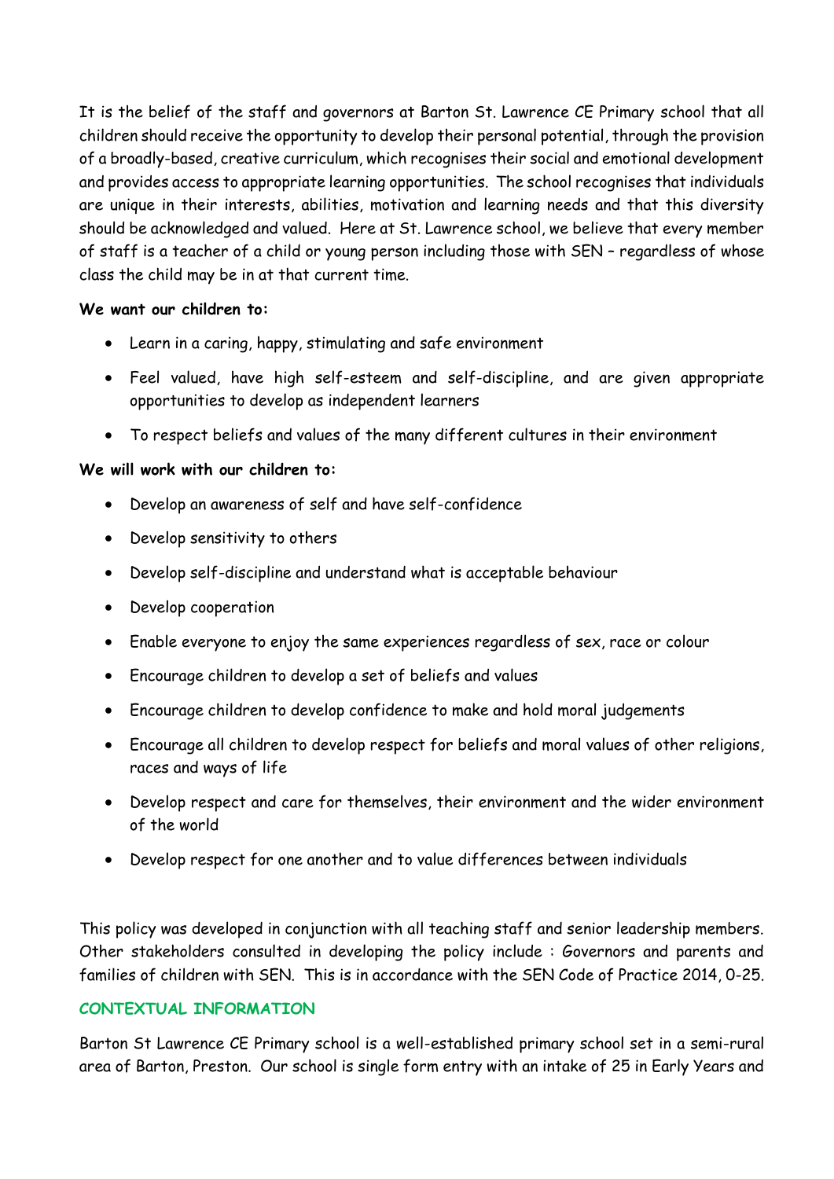It is the belief of the staff and governors at Barton St. Lawrence CE Primary school that all children should receive the opportunity to develop their personal potential, through the provision of a broadly-based, creative curriculum, which recognises their social and emotional development and provides access to appropriate learning opportunities. The school recognises that individuals are unique in their interests, abilities, motivation and learning needs and that this diversity should be acknowledged and valued. Here at St. Lawrence school, we believe that every member of staff is a teacher of a child or young person including those with SEN – regardless of whose class the child may be in at that current time.

**We want our children to:**

- Learn in a caring, happy, stimulating and safe environment
- Feel valued, have high self-esteem and self-discipline, and are given appropriate opportunities to develop as independent learners
- To respect beliefs and values of the many different cultures in their environment

**We will work with our children to:**

- Develop an awareness of self and have self-confidence
- Develop sensitivity to others
- Develop self-discipline and understand what is acceptable behaviour
- Develop cooperation
- Enable everyone to enjoy the same experiences regardless of sex, race or colour
- Encourage children to develop a set of beliefs and values
- Encourage children to develop confidence to make and hold moral judgements
- Encourage all children to develop respect for beliefs and moral values of other religions, races and ways of life
- Develop respect and care for themselves, their environment and the wider environment of the world
- Develop respect for one another and to value differences between individuals

This policy was developed in conjunction with all teaching staff and senior leadership members. Other stakeholders consulted in developing the policy include : Governors and parents and families of children with SEN. This is in accordance with the SEN Code of Practice 2014, 0-25.

## CONTEXTUAL INFORMATION

Barton St Lawrence CE Primary school is a well-established primary school set in a semi-rural area of Barton, Preston. Our school is single form entry with an intake of 25 in Early Years and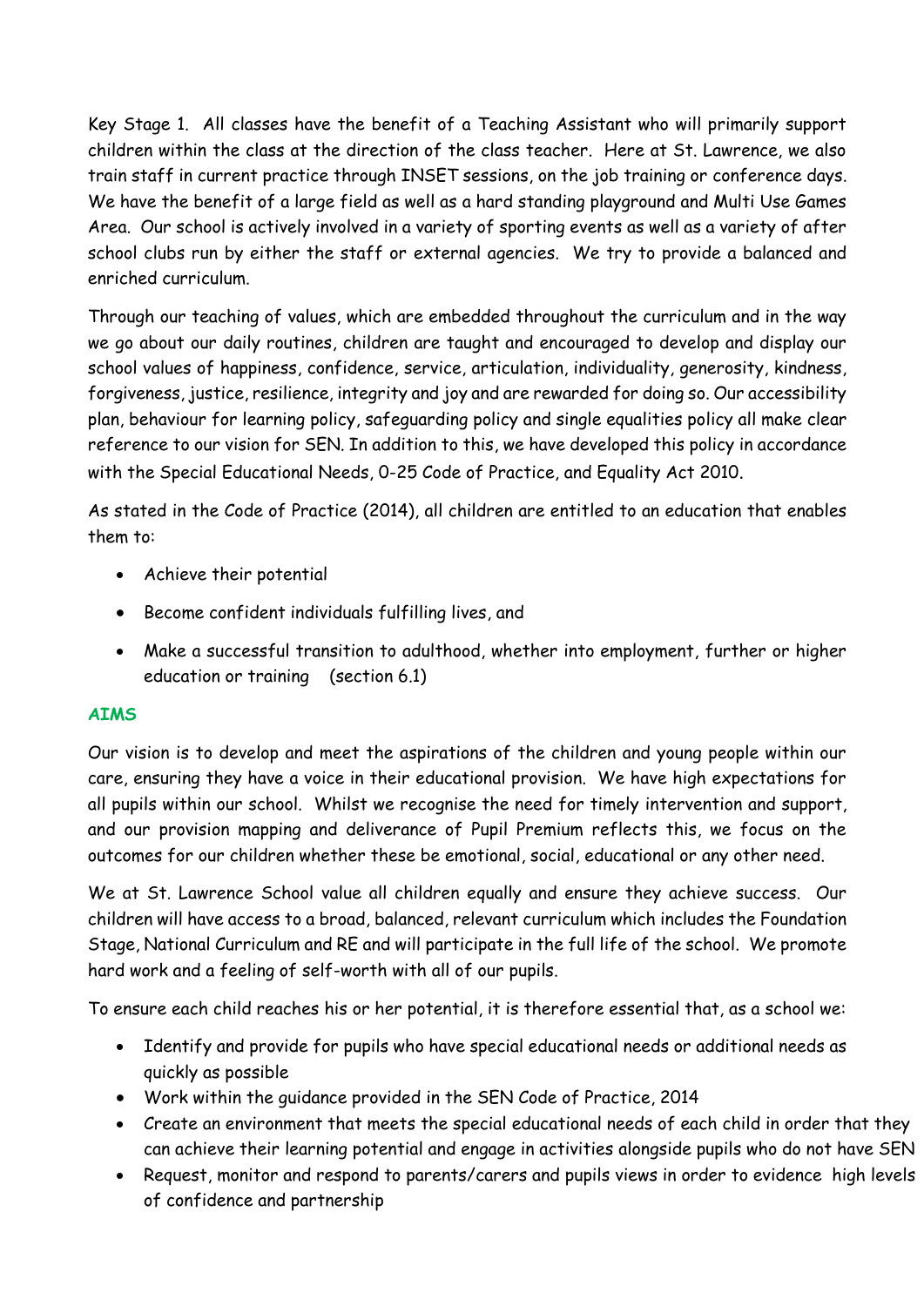Key Stage 1. All classes have the benefit of a Teaching Assistant who will primarily support children within the class at the direction of the class teacher. Here at St. Lawrence, we also train staff in current practice through INSET sessions, on the job training or conference days. We have the benefit of a large field as well as a hard standing playground and Multi Use Games Area. Our school is actively involved in a variety of sporting events as well as a variety of after school clubs run by either the staff or external agencies. We try to provide a balanced and enriched curriculum.

Through our teaching of values, which are embedded throughout the curriculum and in the way we go about our daily routines, children are taught and encouraged to develop and display our school values of happiness, confidence, service, articulation, individuality, generosity, kindness, forgiveness, justice, resilience, integrity and joy and are rewarded for doing so. Our accessibility plan, behaviour for learning policy, safeguarding policy and single equalities policy all make clear reference to our vision for SEN. In addition to this, we have developed this policy in accordance with the Special Educational Needs, 0-25 Code of Practice, and Equality Act 2010.

As stated in the Code of Practice (2014), all children are entitled to an education that enables them to:

- Achieve their potential
- Become confident individuals fulfilling lives, and
- Make a successful transition to adulthood, whether into employment, further or higher education or training (section 6.1)

## AIMS

Our vision is to develop and meet the aspirations of the children and young people within our care, ensuring they have a voice in their educational provision. We have high expectations for all pupils within our school. Whilst we recognise the need for timely intervention and support, and our provision mapping and deliverance of Pupil Premium reflects this, we focus on the outcomes for our children whether these be emotional, social, educational or any other need.

We at St. Lawrence School value all children equally and ensure they achieve success. Our children will have access to a broad, balanced, relevant curriculum which includes the Foundation Stage, National Curriculum and RE and will participate in the full life of the school. We promote hard work and a feeling of self-worth with all of our pupils.

To ensure each child reaches his or her potential, it is therefore essential that, as a school we:

- Identify and provide for pupils who have special educational needs or additional needs as quickly as possible
- Work within the guidance provided in the SEN Code of Practice, 2014
- Create an environment that meets the special educational needs of each child in order that they can achieve their learning potential and engage in activities alongside pupils who do not have SEN
- Request, monitor and respond to parents/carers and pupils views in order to evidence high levels of confidence and partnership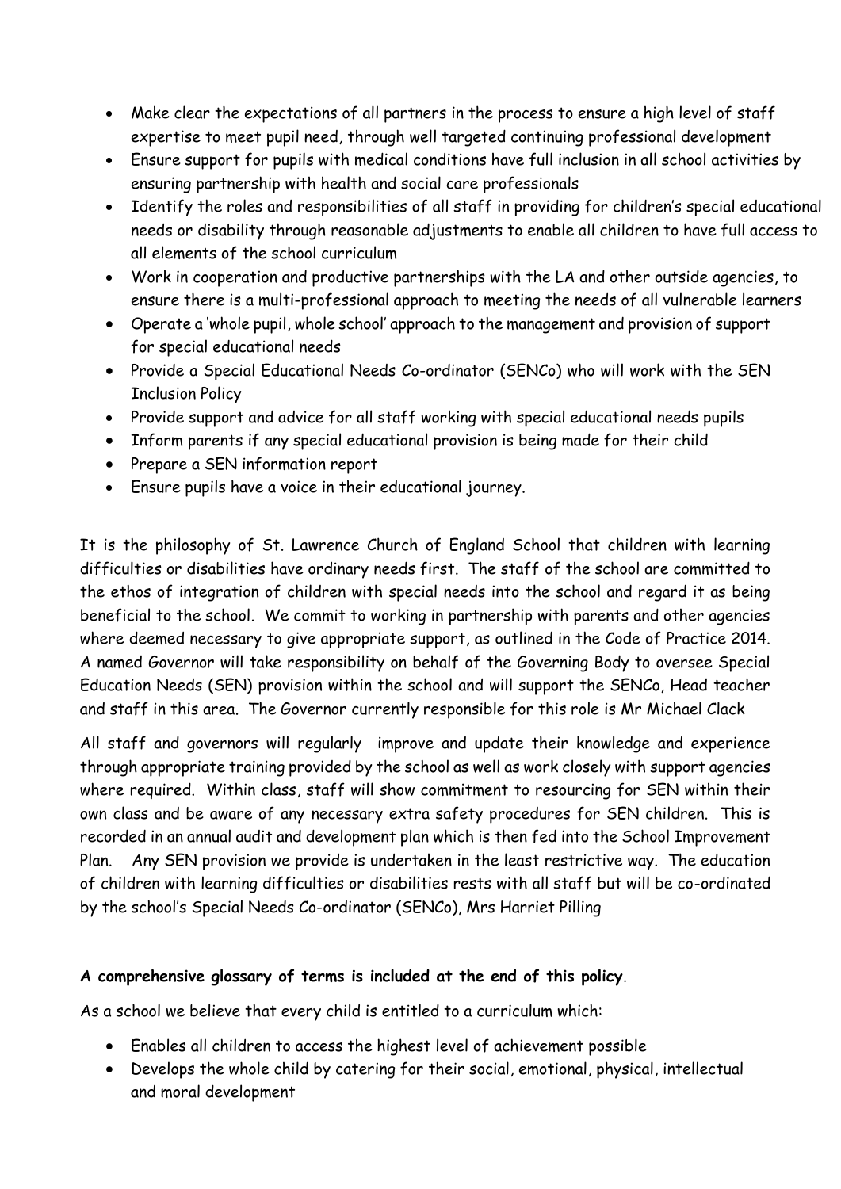- Make clear the expectations of all partners in the process to ensure a high level of staff expertise to meet pupil need, through well targeted continuing professional development
- Ensure support for pupils with medical conditions have full inclusion in all school activities by ensuring partnership with health and social care professionals
- Identify the roles and responsibilities of all staff in providing for children's special educational needs or disability through reasonable adjustments to enable all children to have full access to all elements of the school curriculum
- Work in cooperation and productive partnerships with the LA and other outside agencies, to ensure there is a multi-professional approach to meeting the needs of all vulnerable learners
- Operate a 'whole pupil, whole school' approach to the management and provision of support for special educational needs
- Provide a Special Educational Needs Co-ordinator (SENCo) who will work with the SEN Inclusion Policy
- Provide support and advice for all staff working with special educational needs pupils
- Inform parents if any special educational provision is being made for their child
- Prepare a SEN information report
- Ensure pupils have a voice in their educational journey.

It is the philosophy of St. Lawrence Church of England School that children with learning difficulties or disabilities have ordinary needs first. The staff of the school are committed to the ethos of integration of children with special needs into the school and regard it as being beneficial to the school. We commit to working in partnership with parents and other agencies where deemed necessary to give appropriate support, as outlined in the Code of Practice 2014. A named Governor will take responsibility on behalf of the Governing Body to oversee Special Education Needs (SEN) provision within the school and will support the SENCo, Head teacher and staff in this area. The Governor currently responsible for this role is Mr Michael Clack

All staff and governors will regularly improve and update their knowledge and experience through appropriate training provided by the school as well as work closely with support agencies where required. Within class, staff will show commitment to resourcing for SEN within their own class and be aware of any necessary extra safety procedures for SEN children. This is recorded in an annual audit and development plan which is then fed into the School Improvement Plan. Any SEN provision we provide is undertaken in the least restrictive way. The education of children with learning difficulties or disabilities rests with all staff but will be co-ordinated by the school's Special Needs Co-ordinator (SENCo), Mrs Harriet Pilling

**A comprehensive glossary of terms is included at the end of this policy**.

As a school we believe that every child is entitled to a curriculum which:

- Enables all children to access the highest level of achievement possible
- Develops the whole child by catering for their social, emotional, physical, intellectual and moral development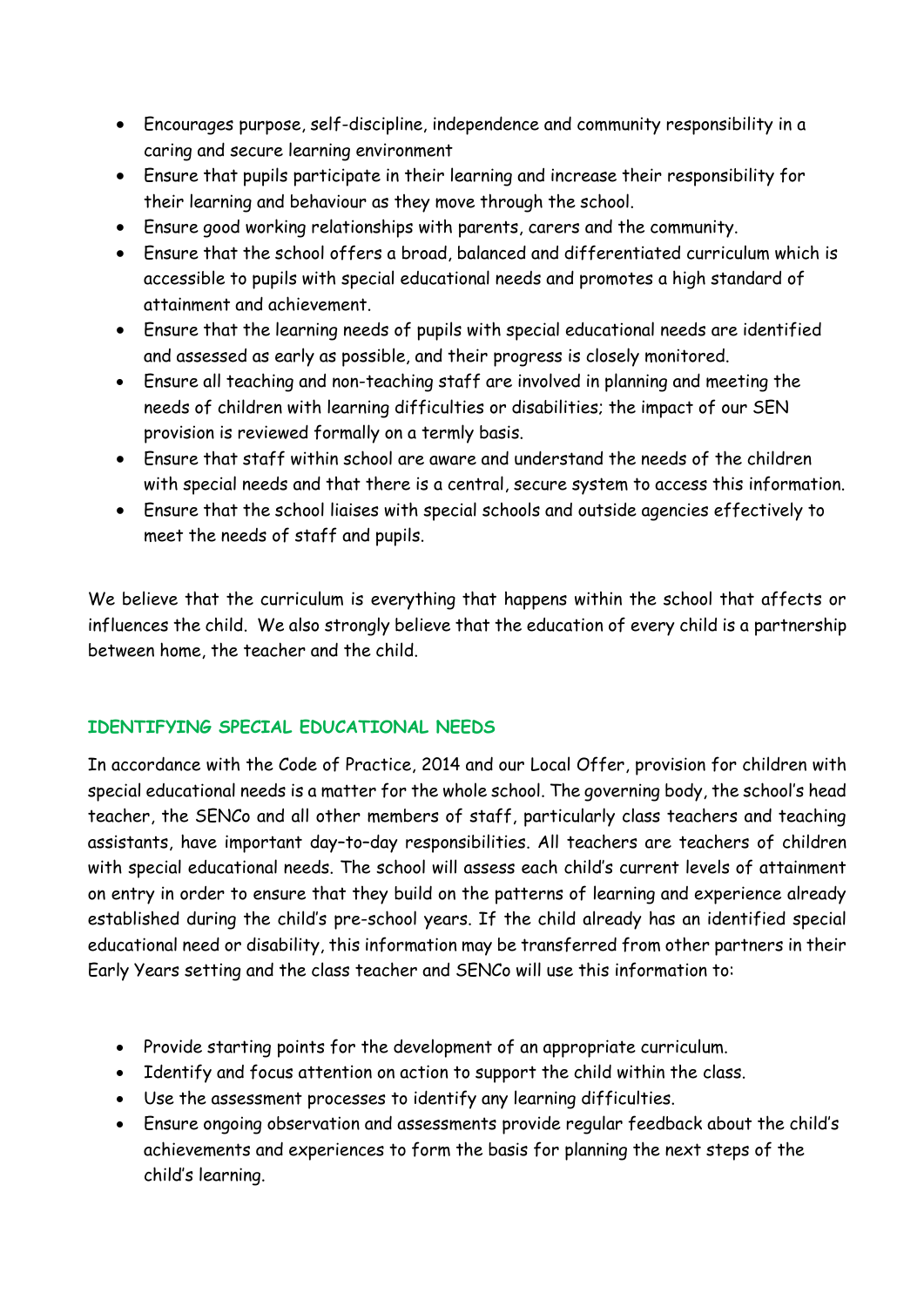- Encourages purpose, self-discipline, independence and community responsibility in a caring and secure learning environment
- Ensure that pupils participate in their learning and increase their responsibility for their learning and behaviour as they move through the school.
- Ensure good working relationships with parents, carers and the community.
- Ensure that the school offers a broad, balanced and differentiated curriculum which is accessible to pupils with special educational needs and promotes a high standard of attainment and achievement.
- Ensure that the learning needs of pupils with special educational needs are identified and assessed as early as possible, and their progress is closely monitored.
- Ensure all teaching and non-teaching staff are involved in planning and meeting the needs of children with learning difficulties or disabilities; the impact of our SEN provision is reviewed formally on a termly basis.
- Ensure that staff within school are aware and understand the needs of the children with special needs and that there is a central, secure system to access this information.
- Ensure that the school liaises with special schools and outside agencies effectively to meet the needs of staff and pupils.

We believe that the curriculum is everything that happens within the school that affects or influences the child. We also strongly believe that the education of every child is a partnership between home, the teacher and the child.

## IDENTIFYING SPECIAL EDUCATIONAL NEEDS

In accordance with the Code of Practice, 2014 and our Local Offer, provision for children with special educational needs is a matter for the whole school. The governing body, the school's head teacher, the SENCo and all other members of staff, particularly class teachers and teaching assistants, have important day–to–day responsibilities. All teachers are teachers of children with special educational needs. The school will assess each child's current levels of attainment on entry in order to ensure that they build on the patterns of learning and experience already established during the child's pre-school years. If the child already has an identified special educational need or disability, this information may be transferred from other partners in their Early Years setting and the class teacher and SENCo will use this information to:

- Provide starting points for the development of an appropriate curriculum.
- Identify and focus attention on action to support the child within the class.
- Use the assessment processes to identify any learning difficulties.
- Ensure ongoing observation and assessments provide regular feedback about the child's achievements and experiences to form the basis for planning the next steps of the child's learning.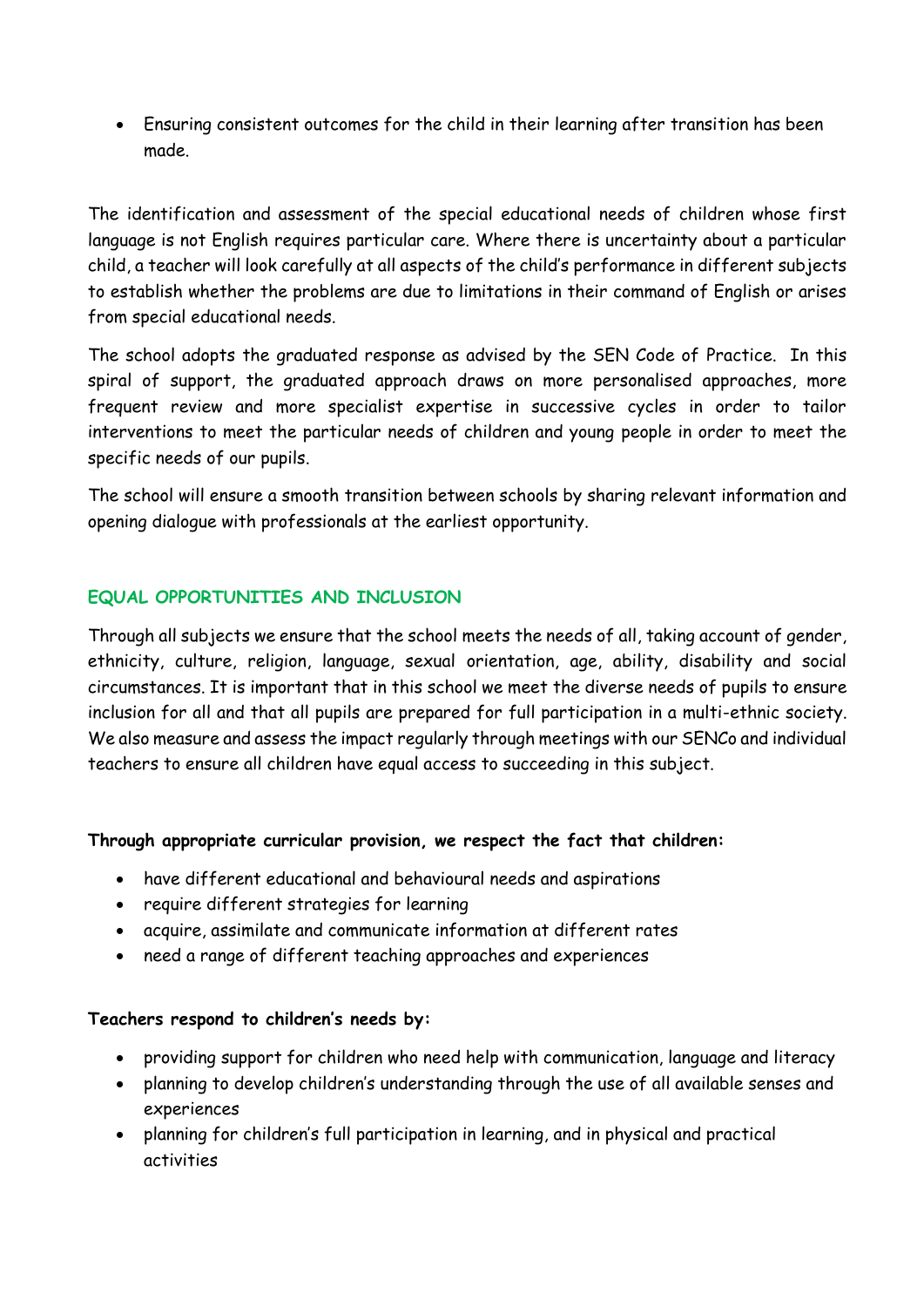- Ensuring consistent outcomes for the child in their learning after transition has been made.

The identification and assessment of the special educational needs of children whose first language is not English requires particular care. Where there is uncertainty about a particular child, a teacher will look carefully at all aspects of the child's performance in different subjects to establish whether the problems are due to limitations in their command of English or arises from special educational needs.

The school adopts the graduated response as advised by the SEN Code of Practice. In this spiral of support, the graduated approach draws on more personalised approaches, more frequent review and more specialist expertise in successive cycles in order to tailor interventions to meet the particular needs of children and young people in order to meet the specific needs of our pupils.

The school will ensure a smooth transition between schools by sharing relevant information and opening dialogue with professionals at the earliest opportunity.

## EQUAL OPPORTUNITIES AND INCLUSION

Through all subjects we ensure that the school meets the needs of all, taking account of gender, ethnicity, culture, religion, language, sexual orientation, age, ability, disability and social circumstances. It is important that in this school we meet the diverse needs of pupils to ensure inclusion for all and that all pupils are prepared for full participation in a multi-ethnic society. We also measure and assess the impact regularly through meetings with our SENCo and individual teachers to ensure all children have equal access to succeeding in this subject.

**Through appropriate curricular provision, we respect the fact that children:**

- have different educational and behavioural needs and aspirations
- require different strategies for learning
- acquire, assimilate and communicate information at different rates
- need a range of different teaching approaches and experiences

**Teachers respond to children's needs by:**

- providing support for children who need help with communication, language and literacy
- planning to develop children's understanding through the use of all available senses and experiences
- planning for children's full participation in learning, and in physical and practical activities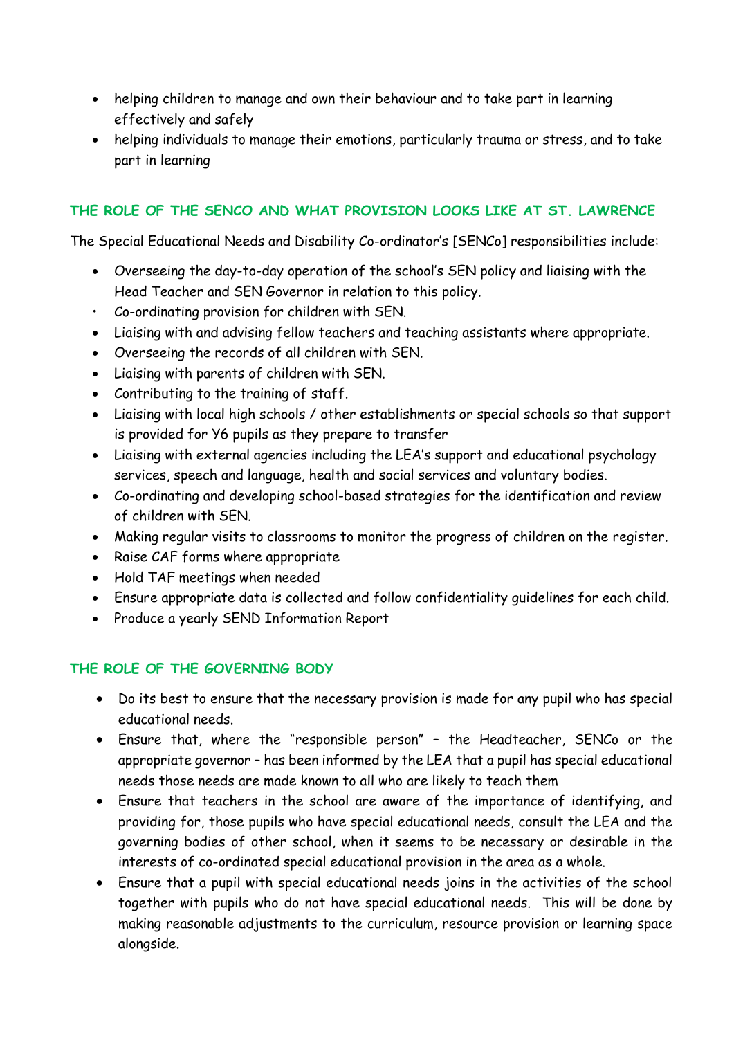- helping children to manage and own their behaviour and to take part in learning effectively and safely
- helping individuals to manage their emotions, particularly trauma or stress, and to take part in learning

## THE ROLE OF THE SENCO AND WHAT PROVISION LOOKS LIKE AT ST. LAWRENCE

The Special Educational Needs and Disability Co-ordinator's [SENCo] responsibilities include:

- Overseeing the day-to-day operation of the school's SEN policy and liaising with the Head Teacher and SEN Governor in relation to this policy.
- Co-ordinating provision for children with SEN.
- Liaising with and advising fellow teachers and teaching assistants where appropriate.
- Overseeing the records of all children with SEN.
- Liaising with parents of children with SEN.
- Contributing to the training of staff.
- Liaising with local high schools / other establishments or special schools so that support is provided for Y6 pupils as they prepare to transfer
- Liaising with external agencies including the LEA's support and educational psychology services, speech and language, health and social services and voluntary bodies.
- Co-ordinating and developing school-based strategies for the identification and review of children with SEN.
- Making regular visits to classrooms to monitor the progress of children on the register.
- Raise CAF forms where appropriate
- Hold TAF meetings when needed
- Ensure appropriate data is collected and follow confidentiality guidelines for each child.
- Produce a yearly SEND Information Report

## THE ROLE OF THE GOVERNING BODY

- Do its best to ensure that the necessary provision is made for any pupil who has special educational needs.
- Ensure that, where the "responsible person" – the Headteacher, SENCo or the appropriate governor – has been informed by the LEA that a pupil has special educational needs those needs are made known to all who are likely to teach them
- Ensure that teachers in the school are aware of the importance of identifying, and providing for, those pupils who have special educational needs, consult the LEA and the governing bodies of other school, when it seems to be necessary or desirable in the interests of co-ordinated special educational provision in the area as a whole.
- Ensure that a pupil with special educational needs joins in the activities of the school together with pupils who do not have special educational needs. This will be done by making reasonable adjustments to the curriculum, resource provision or learning space alongside.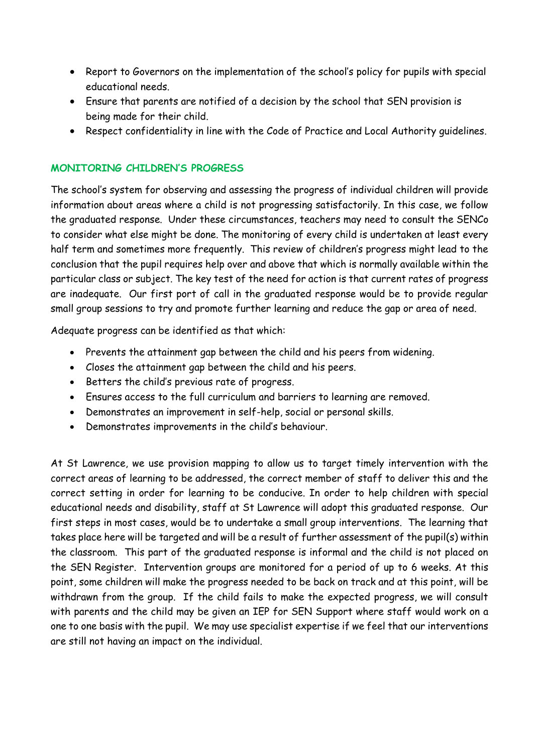- Report to Governors on the implementation of the school's policy for pupils with special educational needs.
- Ensure that parents are notified of a decision by the school that SEN provision is being made for their child.
- Respect confidentiality in line with the Code of Practice and Local Authority guidelines.

## MONITORING CHILDREN'S PROGRESS

The school's system for observing and assessing the progress of individual children will provide information about areas where a child is not progressing satisfactorily. In this case, we follow the graduated response. Under these circumstances, teachers may need to consult the SENCo to consider what else might be done. The monitoring of every child is undertaken at least every half term and sometimes more frequently. This review of children's progress might lead to the conclusion that the pupil requires help over and above that which is normally available within the particular class or subject. The key test of the need for action is that current rates of progress are inadequate. Our first port of call in the graduated response would be to provide regular small group sessions to try and promote further learning and reduce the gap or area of need.

Adequate progress can be identified as that which:

- Prevents the attainment gap between the child and his peers from widening.
- Closes the attainment gap between the child and his peers.
- Betters the child's previous rate of progress.
- Ensures access to the full curriculum and barriers to learning are removed.
- Demonstrates an improvement in self-help, social or personal skills.
- Demonstrates improvements in the child's behaviour.

At St Lawrence, we use provision mapping to allow us to target timely intervention with the correct areas of learning to be addressed, the correct member of staff to deliver this and the correct setting in order for learning to be conducive. In order to help children with special educational needs and disability, staff at St Lawrence will adopt this graduated response. Our first steps in most cases, would be to undertake a small group interventions. The learning that takes place here will be targeted and will be a result of further assessment of the pupil(s) within the classroom. This part of the graduated response is informal and the child is not placed on the SEN Register. Intervention groups are monitored for a period of up to 6 weeks. At this point, some children will make the progress needed to be back on track and at this point, will be withdrawn from the group. If the child fails to make the expected progress, we will consult with parents and the child may be given an IEP for SEN Support where staff would work on a one to one basis with the pupil. We may use specialist expertise if we feel that our interventions are still not having an impact on the individual.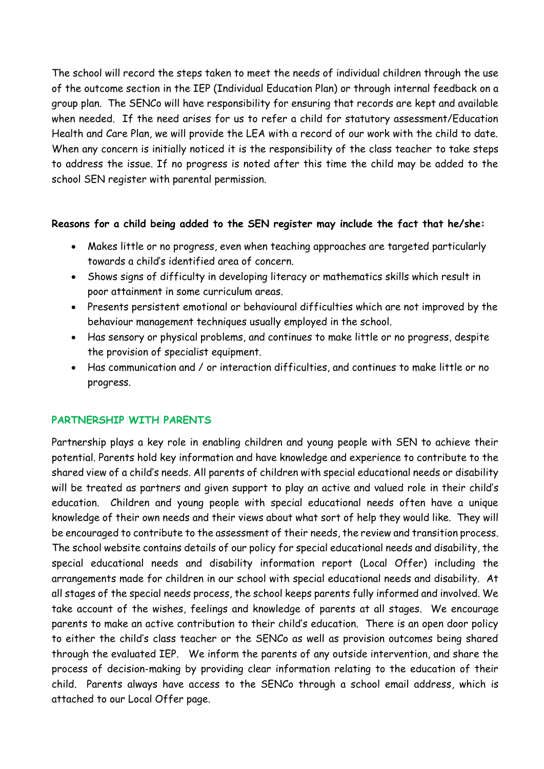The school will record the steps taken to meet the needs of individual children through the use of the outcome section in the IEP (Individual Education Plan) or through internal feedback on a group plan. The SENCo will have responsibility for ensuring that records are kept and available when needed. If the need arises for us to refer a child for statutory assessment/Education Health and Care Plan, we will provide the LEA with a record of our work with the child to date. When any concern is initially noticed it is the responsibility of the class teacher to take steps to address the issue. If no progress is noted after this time the child may be added to the school SEN register with parental permission.

**Reasons for a child being added to the SEN register may include the fact that he/she:**

- Makes little or no progress, even when teaching approaches are targeted particularly towards a child's identified area of concern.
- Shows signs of difficulty in developing literacy or mathematics skills which result in poor attainment in some curriculum areas.
- Presents persistent emotional or behavioural difficulties which are not improved by the behaviour management techniques usually employed in the school.
- Has sensory or physical problems, and continues to make little or no progress, despite the provision of specialist equipment.
- Has communication and / or interaction difficulties, and continues to make little or no progress.

## PARTNERSHIP WITH PARENTS

Partnership plays a key role in enabling children and young people with SEN to achieve their potential. Parents hold key information and have knowledge and experience to contribute to the shared view of a child's needs. All parents of children with special educational needs or disability will be treated as partners and given support to play an active and valued role in their child's education. Children and young people with special educational needs often have a unique knowledge of their own needs and their views about what sort of help they would like. They will be encouraged to contribute to the assessment of their needs, the review and transition process. The school website contains details of our policy for special educational needs and disability, the special educational needs and disability information report (Local Offer) including the arrangements made for children in our school with special educational needs and disability. At all stages of the special needs process, the school keeps parents fully informed and involved. We take account of the wishes, feelings and knowledge of parents at all stages. We encourage parents to make an active contribution to their child's education. There is an open door policy to either the child's class teacher or the SENCo as well as provision outcomes being shared through the evaluated IEP. We inform the parents of any outside intervention, and share the process of decision-making by providing clear information relating to the education of their child. Parents always have access to the SENCo through a school email address, which is attached to our Local Offer page.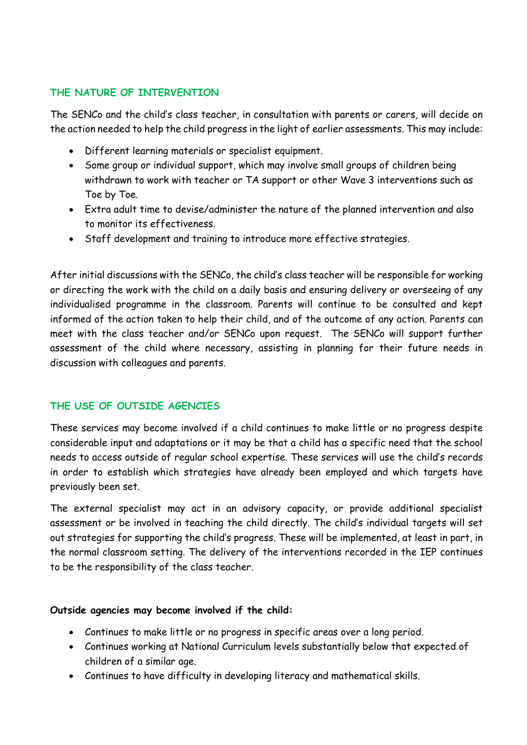## THE NATURE OF INTERVENTION

The SENCo and the child's class teacher, in consultation with parents or carers, will decide on the action needed to help the child progress in the light of earlier assessments. This may include:

- Different learning materials or specialist equipment.
- Some group or individual support, which may involve small groups of children being withdrawn to work with teacher or TA support or other Wave 3 interventions such as Toe by Toe.
- Extra adult time to devise/administer the nature of the planned intervention and also to monitor its effectiveness.
- Staff development and training to introduce more effective strategies.

After initial discussions with the SENCo, the child's class teacher will be responsible for working or directing the work with the child on a daily basis and ensuring delivery or overseeing of any individualised programme in the classroom. Parents will continue to be consulted and kept informed of the action taken to help their child, and of the outcome of any action. Parents can meet with the class teacher and/or SENCo upon request. The SENCo will support further assessment of the child where necessary, assisting in planning for their future needs in discussion with colleagues and parents.

## THE USE OF OUTSIDE AGENCIES

These services may become involved if a child continues to make little or no progress despite considerable input and adaptations or it may be that a child has a specific need that the school needs to access outside of regular school expertise. These services will use the child's records in order to establish which strategies have already been employed and which targets have previously been set.

The external specialist may act in an advisory capacity, or provide additional specialist assessment or be involved in teaching the child directly. The child's individual targets will set out strategies for supporting the child's progress. These will be implemented, at least in part, in the normal classroom setting. The delivery of the interventions recorded in the IEP continues to be the responsibility of the class teacher.

**Outside agencies may become involved if the child:**

- Continues to make little or no progress in specific areas over a long period.
- Continues working at National Curriculum levels substantially below that expected of children of a similar age.
- Continues to have difficulty in developing literacy and mathematical skills.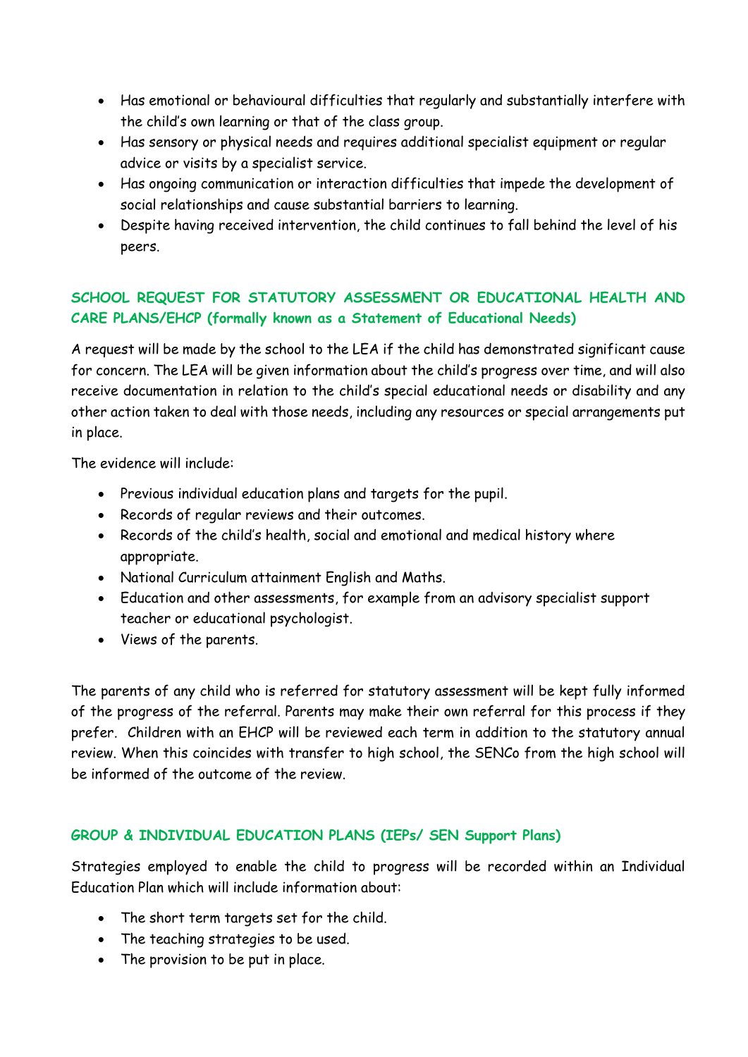- Has emotional or behavioural difficulties that regularly and substantially interfere with the child's own learning or that of the class group.
- Has sensory or physical needs and requires additional specialist equipment or regular advice or visits by a specialist service.
- Has ongoing communication or interaction difficulties that impede the development of social relationships and cause substantial barriers to learning.
- Despite having received intervention, the child continues to fall behind the level of his peers.

## SCHOOL REQUEST FOR STATUTORY ASSESSMENT OR EDUCATIONAL HEALTH AND CARE PLANS/EHCP (formally known as a Statement of Educational Needs)

A request will be made by the school to the LEA if the child has demonstrated significant cause for concern. The LEA will be given information about the child's progress over time, and will also receive documentation in relation to the child's special educational needs or disability and any other action taken to deal with those needs, including any resources or special arrangements put in place.

The evidence will include:

- Previous individual education plans and targets for the pupil.
- Records of regular reviews and their outcomes.
- Records of the child's health, social and emotional and medical history where appropriate.
- National Curriculum attainment English and Maths.
- Education and other assessments, for example from an advisory specialist support teacher or educational psychologist.
- Views of the parents.

The parents of any child who is referred for statutory assessment will be kept fully informed of the progress of the referral. Parents may make their own referral for this process if they prefer. Children with an EHCP will be reviewed each term in addition to the statutory annual review. When this coincides with transfer to high school, the SENCo from the high school will be informed of the outcome of the review.

## GROUP & INDIVIDUAL EDUCATION PLANS (IEPs/ SEN Support Plans)

Strategies employed to enable the child to progress will be recorded within an Individual Education Plan which will include information about:

- The short term targets set for the child.
- The teaching strategies to be used.
- The provision to be put in place.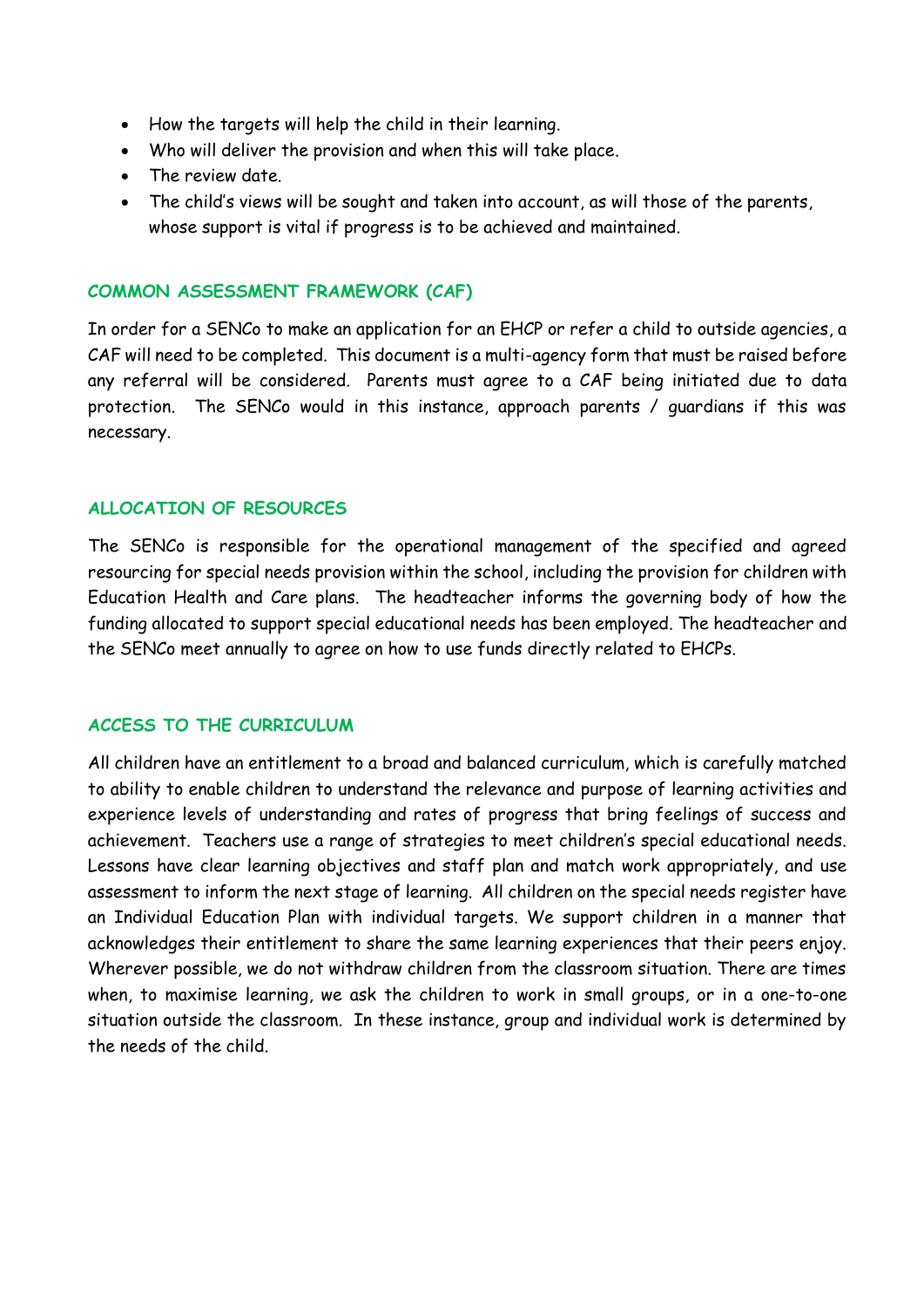- How the targets will help the child in their learning.
- Who will deliver the provision and when this will take place.
- The review date.
- The child's views will be sought and taken into account, as will those of the parents, whose support is vital if progress is to be achieved and maintained.

## COMMON ASSESSMENT FRAMEWORK (CAF)

In order for a SENCo to make an application for an EHCP or refer a child to outside agencies, a CAF will need to be completed. This document is a multi-agency form that must be raised before any referral will be considered. Parents must agree to a CAF being initiated due to data protection. The SENCo would in this instance, approach parents / guardians if this was necessary.

## ALLOCATION OF RESOURCES

The SENCo is responsible for the operational management of the specified and agreed resourcing for special needs provision within the school, including the provision for children with Education Health and Care plans. The headteacher informs the governing body of how the funding allocated to support special educational needs has been employed. The headteacher and the SENCo meet annually to agree on how to use funds directly related to EHCPs.

## ACCESS TO THE CURRICULUM

All children have an entitlement to a broad and balanced curriculum, which is carefully matched to ability to enable children to understand the relevance and purpose of learning activities and experience levels of understanding and rates of progress that bring feelings of success and achievement. Teachers use a range of strategies to meet children's special educational needs. Lessons have clear learning objectives and staff plan and match work appropriately, and use assessment to inform the next stage of learning. All children on the special needs register have an Individual Education Plan with individual targets. We support children in a manner that acknowledges their entitlement to share the same learning experiences that their peers enjoy. Wherever possible, we do not withdraw children from the classroom situation. There are times when, to maximise learning, we ask the children to work in small groups, or in a one-to-one situation outside the classroom. In these instance, group and individual work is determined by the needs of the child.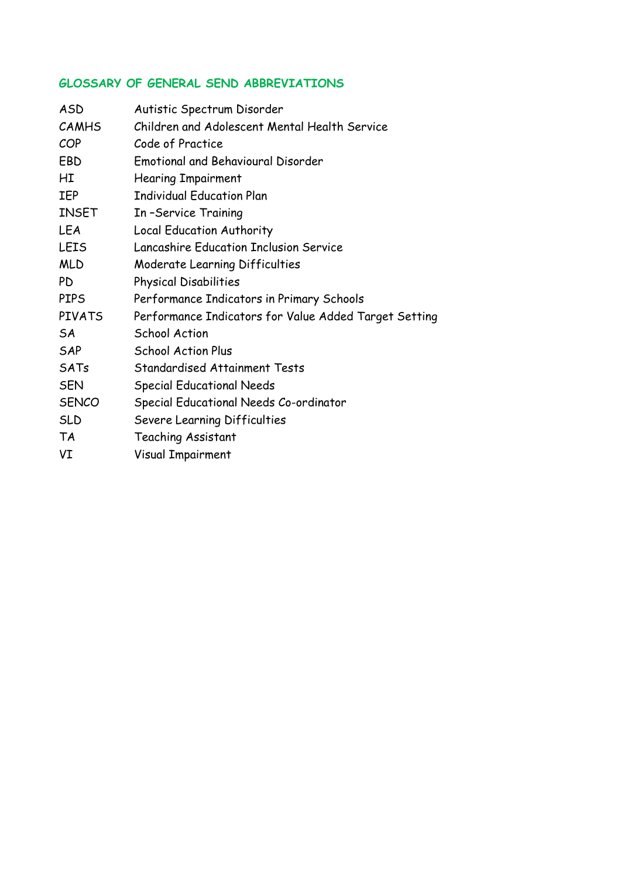## GLOSSARY OF GENERAL SEND ABBREVIATIONS

| | |
|---|---|
| ASD | Autistic Spectrum Disorder |
| CAMHS | Children and Adolescent Mental Health Service |
| COP | Code of Practice |
| EBD | Emotional and Behavioural Disorder |
| HI | Hearing Impairment |
| IEP | Individual Education Plan |
| INSET | In –Service Training |
| LEA | Local Education Authority |
| LEIS | Lancashire Education Inclusion Service |
| MLD | Moderate Learning Difficulties |
| PD | Physical Disabilities |
| PIPS | Performance Indicators in Primary Schools |
| PIVATS | Performance Indicators for Value Added Target Setting |
| SA | School Action |
| SAP | School Action Plus |
| SATs | Standardised Attainment Tests |
| SEN | Special Educational Needs |
| SENCO | Special Educational Needs Co-ordinator |
| SLD | Severe Learning Difficulties |
| TA | Teaching Assistant |
| VI | Visual Impairment |